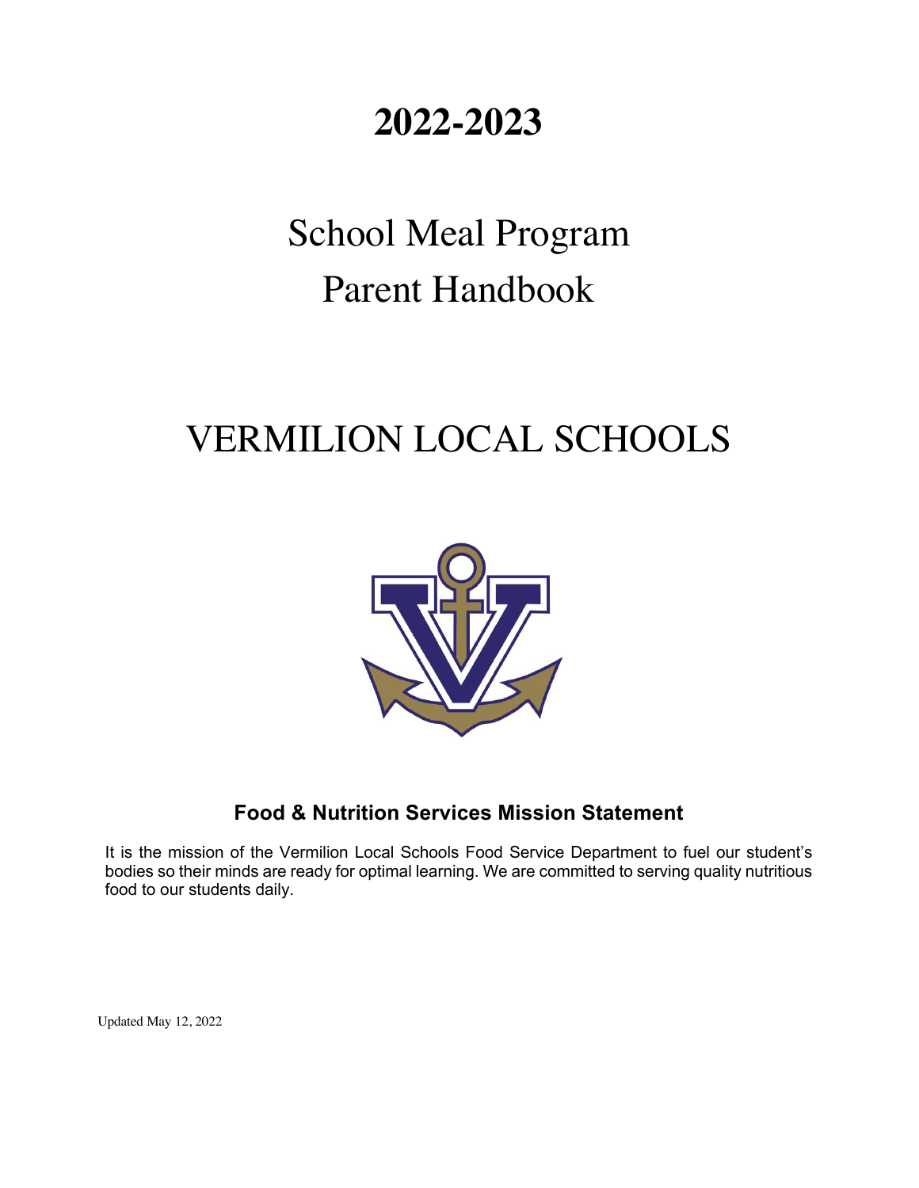# 2022-2023

# School Meal Program Parent Handbook

# VERMILION LOCAL SCHOOLS

## Food & Nutrition Services Mission Statement

It is the mission of the Vermilion Local Schools Food Service Department to fuel our student's bodies so their minds are ready for optimal learning. We are committed to serving quality nutritious food to our students daily.

Updated May 12, 2022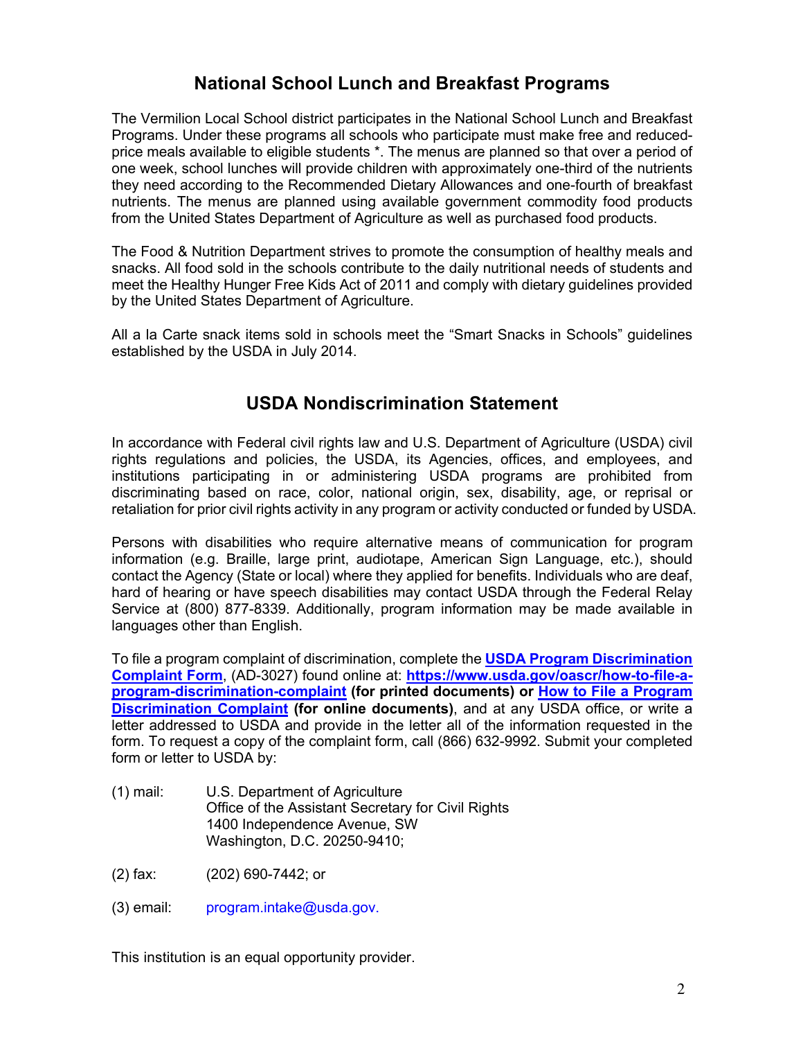## National School Lunch and Breakfast Programs

The Vermilion Local School district participates in the National School Lunch and Breakfast Programs. Under these programs all schools who participate must make free and reduced-price meals available to eligible students *. The menus are planned so that over a period of one week, school lunches will provide children with approximately one-third of the nutrients they need according to the Recommended Dietary Allowances and one-fourth of breakfast nutrients. The menus are planned using available government commodity food products from the United States Department of Agriculture as well as purchased food products.

The Food & Nutrition Department strives to promote the consumption of healthy meals and snacks. All food sold in the schools contribute to the daily nutritional needs of students and meet the Healthy Hunger Free Kids Act of 2011 and comply with dietary guidelines provided by the United States Department of Agriculture.

All a la Carte snack items sold in schools meet the “Smart Snacks in Schools” guidelines established by the USDA in July 2014.

## USDA Nondiscrimination Statement

In accordance with Federal civil rights law and U.S. Department of Agriculture (USDA) civil rights regulations and policies, the USDA, its Agencies, offices, and employees, and institutions participating in or administering USDA programs are prohibited from discriminating based on race, color, national origin, sex, disability, age, or reprisal or retaliation for prior civil rights activity in any program or activity conducted or funded by USDA.

Persons with disabilities who require alternative means of communication for program information (e.g. Braille, large print, audiotape, American Sign Language, etc.), should contact the Agency (State or local) where they applied for benefits. Individuals who are deaf, hard of hearing or have speech disabilities may contact USDA through the Federal Relay Service at (800) 877-8339. Additionally, program information may be made available in languages other than English.

To file a program complaint of discrimination, complete the **USDA Program Discrimination Complaint Form**, (AD-3027) found online at: **https://www.usda.gov/oascr/how-to-file-a-program-discrimination-complaint** **(for printed documents) or** **How to File a Program Discrimination Complaint** **(for online documents)**, and at any USDA office, or write a letter addressed to USDA and provide in the letter all of the information requested in the form. To request a copy of the complaint form, call (866) 632-9992. Submit your completed form or letter to USDA by:

(1) mail: U.S. Department of Agriculture
Office of the Assistant Secretary for Civil Rights
1400 Independence Avenue, SW
Washington, D.C. 20250-9410;

(2) fax: (202) 690-7442; or

(3) email: program.intake@usda.gov.

This institution is an equal opportunity provider.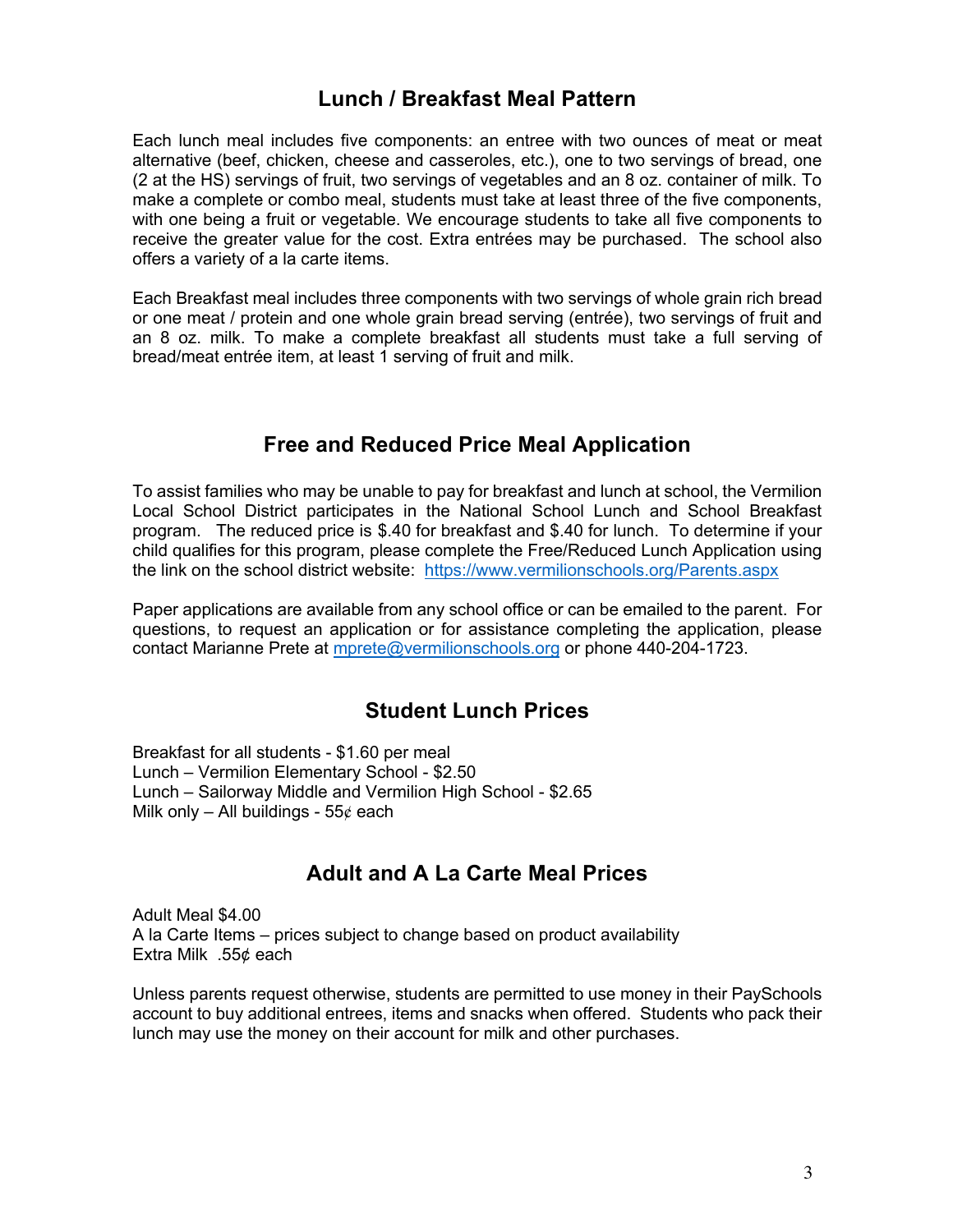## Lunch / Breakfast Meal Pattern

Each lunch meal includes five components: an entree with two ounces of meat or meat alternative (beef, chicken, cheese and casseroles, etc.), one to two servings of bread, one (2 at the HS) servings of fruit, two servings of vegetables and an 8 oz. container of milk. To make a complete or combo meal, students must take at least three of the five components, with one being a fruit or vegetable. We encourage students to take all five components to receive the greater value for the cost. Extra entrées may be purchased. The school also offers a variety of a la carte items.

Each Breakfast meal includes three components with two servings of whole grain rich bread or one meat / protein and one whole grain bread serving (entrée), two servings of fruit and an 8 oz. milk. To make a complete breakfast all students must take a full serving of bread/meat entrée item, at least 1 serving of fruit and milk.

## Free and Reduced Price Meal Application

To assist families who may be unable to pay for breakfast and lunch at school, the Vermilion Local School District participates in the National School Lunch and School Breakfast program. The reduced price is $.40 for breakfast and $.40 for lunch. To determine if your child qualifies for this program, please complete the Free/Reduced Lunch Application using the link on the school district website: https://www.vermilionschools.org/Parents.aspx

Paper applications are available from any school office or can be emailed to the parent. For questions, to request an application or for assistance completing the application, please contact Marianne Prete at mprete@vermilionschools.org or phone 440-204-1723.

## Student Lunch Prices

Breakfast for all students - $1.60 per meal
Lunch – Vermilion Elementary School - $2.50
Lunch – Sailorway Middle and Vermilion High School - $2.65
Milk only – All buildings - 55¢ each

## Adult and A La Carte Meal Prices

Adult Meal $4.00
A la Carte Items – prices subject to change based on product availability
Extra Milk .55¢ each

Unless parents request otherwise, students are permitted to use money in their PaySchools account to buy additional entrees, items and snacks when offered. Students who pack their lunch may use the money on their account for milk and other purchases.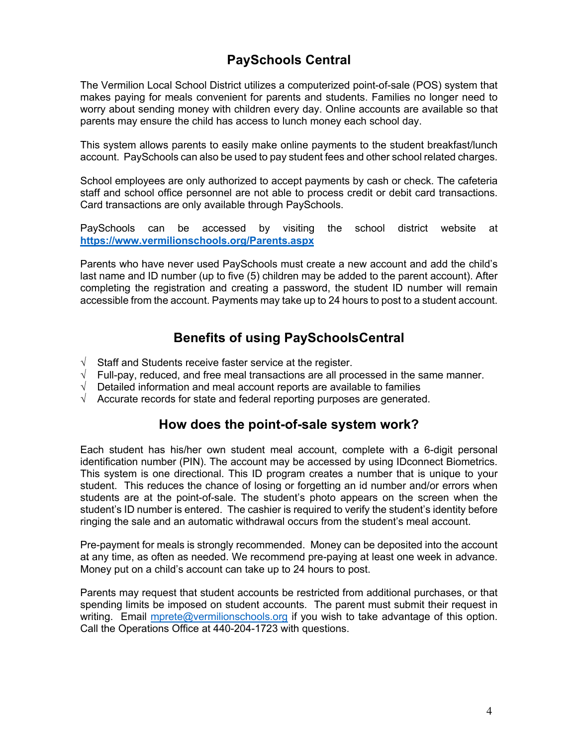## PaySchools Central

The Vermilion Local School District utilizes a computerized point-of-sale (POS) system that makes paying for meals convenient for parents and students. Families no longer need to worry about sending money with children every day. Online accounts are available so that parents may ensure the child has access to lunch money each school day.

This system allows parents to easily make online payments to the student breakfast/lunch account. PaySchools can also be used to pay student fees and other school related charges.

School employees are only authorized to accept payments by cash or check. The cafeteria staff and school office personnel are not able to process credit or debit card transactions. Card transactions are only available through PaySchools.

PaySchools can be accessed by visiting the school district website at **https://www.vermilionschools.org/Parents.aspx**

Parents who have never used PaySchools must create a new account and add the child's last name and ID number (up to five (5) children may be added to the parent account). After completing the registration and creating a password, the student ID number will remain accessible from the account. Payments may take up to 24 hours to post to a student account.

## Benefits of using PaySchoolsCentral

- √ Staff and Students receive faster service at the register.
- √ Full-pay, reduced, and free meal transactions are all processed in the same manner.
- √ Detailed information and meal account reports are available to families
- √ Accurate records for state and federal reporting purposes are generated.

## How does the point-of-sale system work?

Each student has his/her own student meal account, complete with a 6-digit personal identification number (PIN). The account may be accessed by using IDconnect Biometrics. This system is one directional. This ID program creates a number that is unique to your student. This reduces the chance of losing or forgetting an id number and/or errors when students are at the point-of-sale. The student's photo appears on the screen when the student's ID number is entered. The cashier is required to verify the student's identity before ringing the sale and an automatic withdrawal occurs from the student's meal account.

Pre-payment for meals is strongly recommended. Money can be deposited into the account at any time, as often as needed. We recommend pre-paying at least one week in advance. Money put on a child's account can take up to 24 hours to post.

Parents may request that student accounts be restricted from additional purchases, or that spending limits be imposed on student accounts. The parent must submit their request in writing. Email mprete@vermilionschools.org if you wish to take advantage of this option. Call the Operations Office at 440-204-1723 with questions.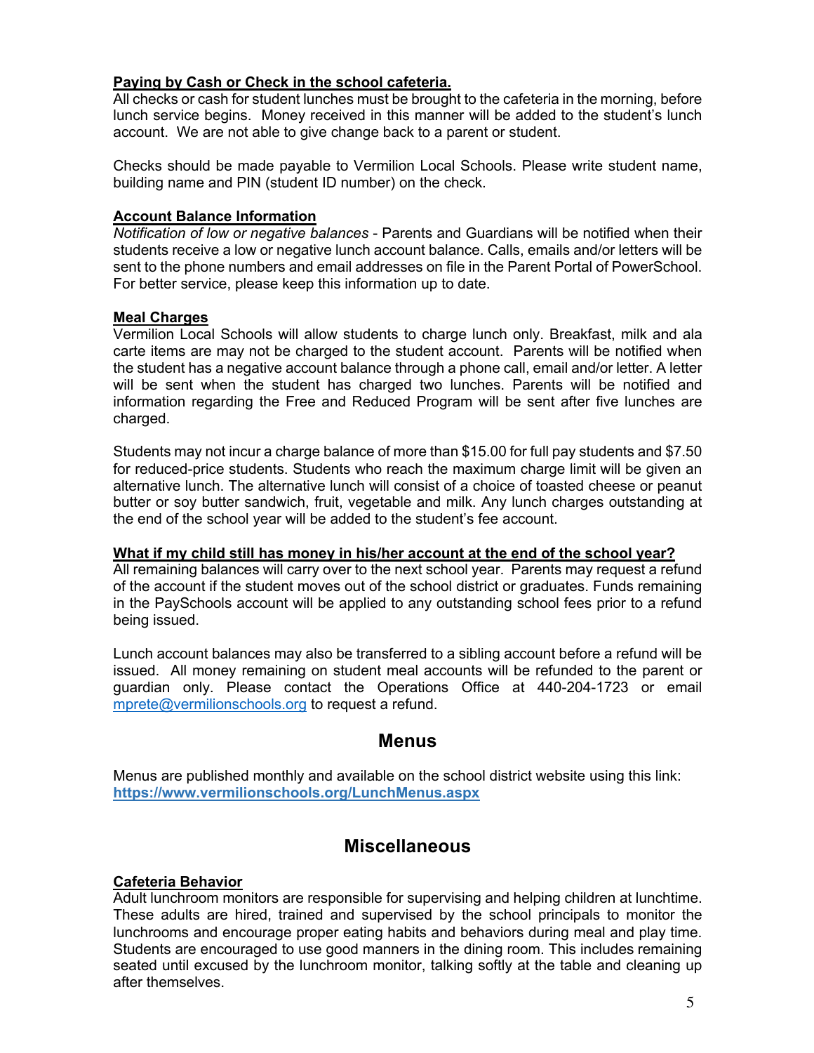**Paying by Cash or Check in the school cafeteria.**

All checks or cash for student lunches must be brought to the cafeteria in the morning, before lunch service begins. Money received in this manner will be added to the student's lunch account. We are not able to give change back to a parent or student.

Checks should be made payable to Vermilion Local Schools. Please write student name, building name and PIN (student ID number) on the check.

**Account Balance Information**

*Notification of low or negative balances* - Parents and Guardians will be notified when their students receive a low or negative lunch account balance. Calls, emails and/or letters will be sent to the phone numbers and email addresses on file in the Parent Portal of PowerSchool. For better service, please keep this information up to date.

**Meal Charges**

Vermilion Local Schools will allow students to charge lunch only. Breakfast, milk and ala carte items are may not be charged to the student account. Parents will be notified when the student has a negative account balance through a phone call, email and/or letter. A letter will be sent when the student has charged two lunches. Parents will be notified and information regarding the Free and Reduced Program will be sent after five lunches are charged.

Students may not incur a charge balance of more than $15.00 for full pay students and $7.50 for reduced-price students. Students who reach the maximum charge limit will be given an alternative lunch. The alternative lunch will consist of a choice of toasted cheese or peanut butter or soy butter sandwich, fruit, vegetable and milk. Any lunch charges outstanding at the end of the school year will be added to the student's fee account.

**What if my child still has money in his/her account at the end of the school year?**

All remaining balances will carry over to the next school year. Parents may request a refund of the account if the student moves out of the school district or graduates. Funds remaining in the PaySchools account will be applied to any outstanding school fees prior to a refund being issued.

Lunch account balances may also be transferred to a sibling account before a refund will be issued. All money remaining on student meal accounts will be refunded to the parent or guardian only. Please contact the Operations Office at 440-204-1723 or email mprete@vermilionschools.org to request a refund.

## Menus

Menus are published monthly and available on the school district website using this link:
**https://www.vermilionschools.org/LunchMenus.aspx**

## Miscellaneous

**Cafeteria Behavior**

Adult lunchroom monitors are responsible for supervising and helping children at lunchtime. These adults are hired, trained and supervised by the school principals to monitor the lunchrooms and encourage proper eating habits and behaviors during meal and play time. Students are encouraged to use good manners in the dining room. This includes remaining seated until excused by the lunchroom monitor, talking softly at the table and cleaning up after themselves.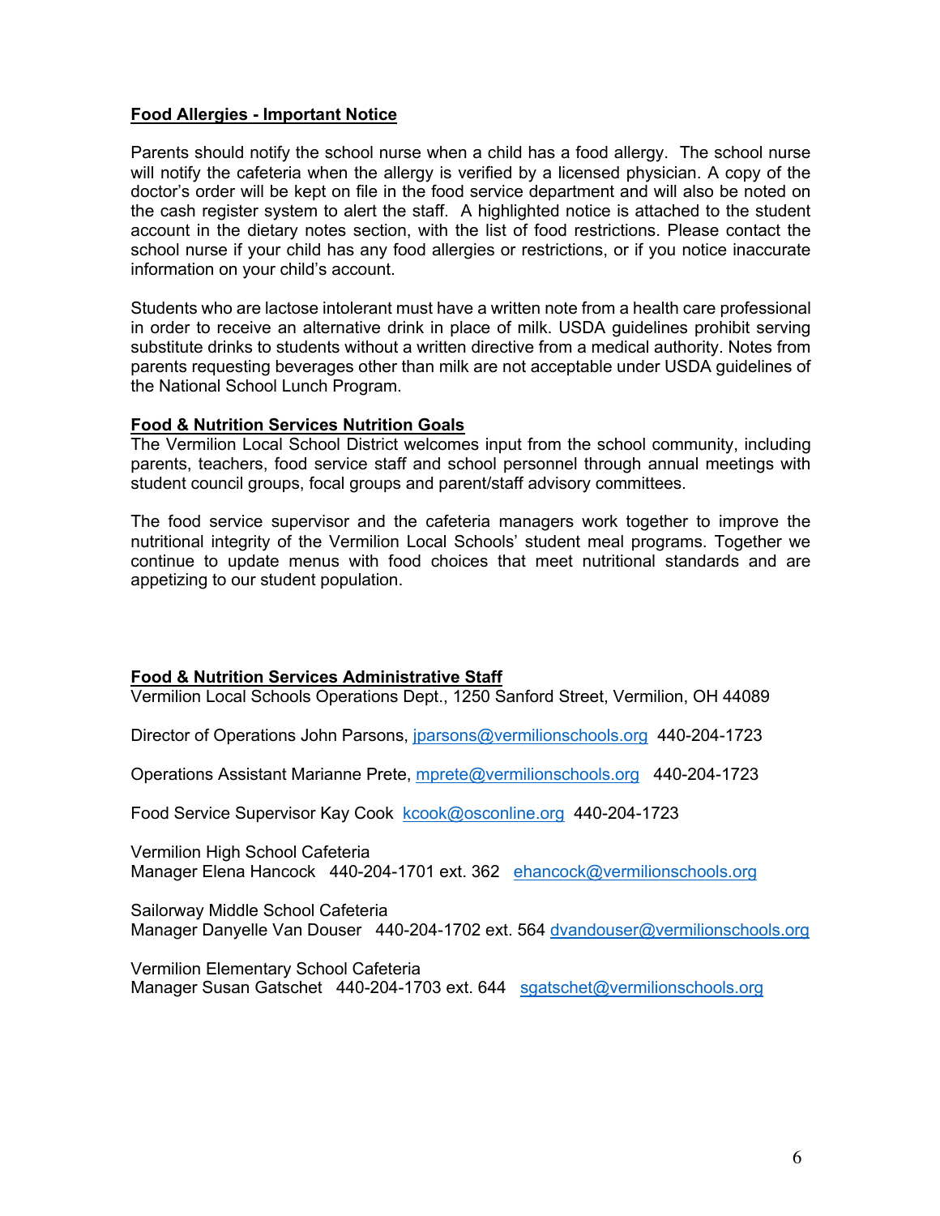## Food Allergies - Important Notice

Parents should notify the school nurse when a child has a food allergy. The school nurse will notify the cafeteria when the allergy is verified by a licensed physician. A copy of the doctor's order will be kept on file in the food service department and will also be noted on the cash register system to alert the staff. A highlighted notice is attached to the student account in the dietary notes section, with the list of food restrictions. Please contact the school nurse if your child has any food allergies or restrictions, or if you notice inaccurate information on your child's account.

Students who are lactose intolerant must have a written note from a health care professional in order to receive an alternative drink in place of milk. USDA guidelines prohibit serving substitute drinks to students without a written directive from a medical authority. Notes from parents requesting beverages other than milk are not acceptable under USDA guidelines of the National School Lunch Program.

## Food & Nutrition Services Nutrition Goals

The Vermilion Local School District welcomes input from the school community, including parents, teachers, food service staff and school personnel through annual meetings with student council groups, focal groups and parent/staff advisory committees.

The food service supervisor and the cafeteria managers work together to improve the nutritional integrity of the Vermilion Local Schools' student meal programs. Together we continue to update menus with food choices that meet nutritional standards and are appetizing to our student population.

## Food & Nutrition Services Administrative Staff

Vermilion Local Schools Operations Dept., 1250 Sanford Street, Vermilion, OH 44089

Director of Operations John Parsons, jparsons@vermilionschools.org 440-204-1723

Operations Assistant Marianne Prete, mprete@vermilionschools.org 440-204-1723

Food Service Supervisor Kay Cook kcook@osconline.org 440-204-1723

Vermilion High School Cafeteria
Manager Elena Hancock 440-204-1701 ext. 362 ehancock@vermilionschools.org

Sailorway Middle School Cafeteria
Manager Danyelle Van Douser 440-204-1702 ext. 564 dvandouser@vermilionschools.org

Vermilion Elementary School Cafeteria
Manager Susan Gatschet 440-204-1703 ext. 644 sgatschet@vermilionschools.org